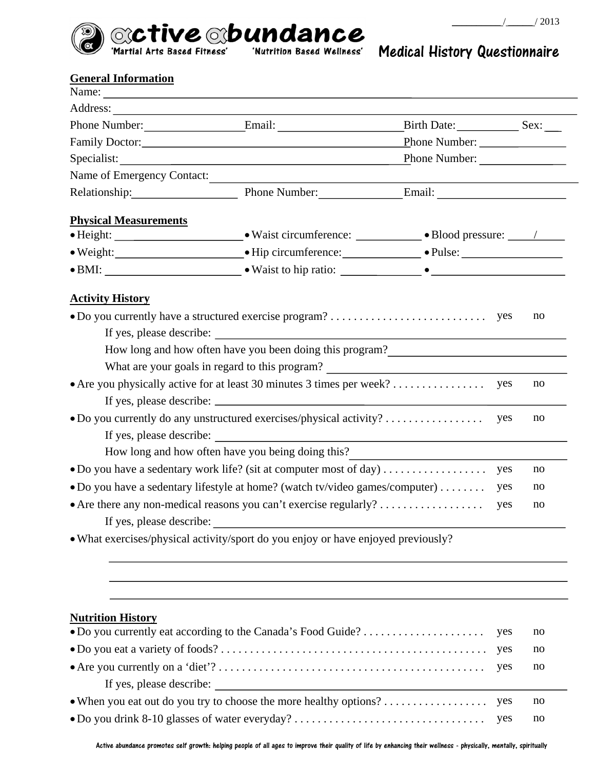\_\_\_\_\_\_\_\_\_/\_\_\_\_\_/ 2013

# active abundance

'Martial Arts Based Fitness' 'Nutrition Based Wellness'

## Medical History Questionnaire

**General Information**

Name: \_\_\_\_\_\_\_\_\_\_\_\_\_\_\_\_\_\_\_\_\_\_\_\_\_\_\_\_\_\_\_\_\_\_\_\_\_\_\_\_\_\_\_\_\_\_\_\_\_\_\_\_\_\_\_\_\_\_\_\_

Address: \_\_\_\_\_\_\_\_\_\_\_\_\_\_\_\_\_\_\_\_\_\_\_\_\_\_\_\_\_\_\_\_\_\_\_\_\_\_\_\_\_\_\_\_\_\_\_\_\_\_\_\_\_\_\_\_\_\_

Phone Number: \_\_\_\_\_\_\_\_\_\_\_\_\_ Email: \_\_\_\_\_\_\_\_\_\_\_\_\_\_\_\_\_\_ Birth Date: \_\_\_\_\_\_\_\_\_ Sex: \_\_

Family Doctor: \_\_\_\_\_\_\_\_\_\_\_\_\_\_\_\_\_\_\_\_\_\_\_\_\_\_\_\_\_\_\_\_\_\_\_\_\_ Phone Number: \_\_\_\_\_\_\_\_\_\_\_\_\_

Specialist: \_\_\_\_\_\_\_\_\_\_\_\_\_\_\_\_\_\_\_\_\_\_\_\_\_\_\_\_\_\_\_\_\_\_\_\_\_\_\_\_\_\_\_ Phone Number: \_\_\_\_\_\_\_\_\_\_\_\_\_

Name of Emergency Contact: \_\_\_\_\_\_\_\_\_\_\_\_\_\_\_\_\_\_\_\_\_\_\_\_\_\_\_\_\_\_\_\_\_\_\_\_\_\_\_\_\_\_\_\_\_\_\_\_

Relationship: \_\_\_\_\_\_\_\_\_\_\_\_\_\_\_ Phone Number: \_\_\_\_\_\_\_\_\_\_\_\_ Email: \_\_\_\_\_\_\_\_\_\_\_\_\_\_\_\_\_\_\_\_

**Physical Measurements**

- Height: \_\_\_\_\_\_\_\_\_\_\_\_\_\_\_\_\_\_ • Waist circumference: \_\_\_\_\_\_\_\_\_\_ • Blood pressure: \_\_\_\_/\_\_\_\_
- Weight: \_\_\_\_\_\_\_\_\_\_\_\_\_\_\_\_\_\_ • Hip circumference: \_\_\_\_\_\_\_\_\_\_\_\_ • Pulse: \_\_\_\_\_\_\_\_\_\_\_\_\_\_\_
- BMI: \_\_\_\_\_\_\_\_\_\_\_\_\_\_\_\_\_\_\_\_ • Waist to hip ratio: \_\_\_\_\_\_\_\_\_\_\_\_ • \_\_\_\_\_\_\_\_\_\_\_\_\_\_\_\_\_\_\_\_

**Activity History**

- Do you currently have a structured exercise program? . . . . . . . . . . . . . . . . . . . . . . . . . . . yes no
  - If yes, please describe: \_\_\_\_\_\_\_\_\_\_\_\_\_\_\_\_\_\_\_\_\_\_\_\_\_\_\_\_\_\_\_\_\_\_\_\_\_\_\_\_\_\_\_\_\_\_\_\_\_\_
  - How long and how often have you been doing this program? \_\_\_\_\_\_\_\_\_\_\_\_\_\_\_\_\_\_\_\_\_\_\_\_
  - What are your goals in regard to this program? \_\_\_\_\_\_\_\_\_\_\_\_\_\_\_\_\_\_\_\_\_\_\_\_\_\_\_\_\_\_\_\_\_
- Are you physically active for at least 30 minutes 3 times per week? . . . . . . . . . . . . . . . . yes no
  - If yes, please describe: \_\_\_\_\_\_\_\_\_\_\_\_\_\_\_\_\_\_\_\_\_\_\_\_\_\_\_\_\_\_\_\_\_\_\_\_\_\_\_\_\_\_\_\_\_\_\_\_\_\_
- Do you currently do any unstructured exercises/physical activity? . . . . . . . . . . . . . . . . . yes no
  - If yes, please describe: \_\_\_\_\_\_\_\_\_\_\_\_\_\_\_\_\_\_\_\_\_\_\_\_\_\_\_\_\_\_\_\_\_\_\_\_\_\_\_\_\_\_\_\_\_\_\_\_\_\_
  - How long and how often have you being doing this? \_\_\_\_\_\_\_\_\_\_\_\_\_\_\_\_\_\_\_\_\_\_\_\_\_\_\_\_\_\_
- Do you have a sedentary work life? (sit at computer most of day) . . . . . . . . . . . . . . . . . . yes no
- Do you have a sedentary lifestyle at home? (watch tv/video games/computer) . . . . . . . . yes no
- Are there any non-medical reasons you can't exercise regularly? . . . . . . . . . . . . . . . . . . yes no
  - If yes, please describe: \_\_\_\_\_\_\_\_\_\_\_\_\_\_\_\_\_\_\_\_\_\_\_\_\_\_\_\_\_\_\_\_\_\_\_\_\_\_\_\_\_\_\_\_\_\_\_\_\_\_
- What exercises/physical activity/sport do you enjoy or have enjoyed previously?

\_\_\_\_\_\_\_\_\_\_\_\_\_\_\_\_\_\_\_\_\_\_\_\_\_\_\_\_\_\_\_\_\_\_\_\_\_\_\_\_\_\_\_\_\_\_\_\_\_\_\_\_\_\_\_\_\_\_\_\_\_\_\_\_\_\_\_\_

\_\_\_\_\_\_\_\_\_\_\_\_\_\_\_\_\_\_\_\_\_\_\_\_\_\_\_\_\_\_\_\_\_\_\_\_\_\_\_\_\_\_\_\_\_\_\_\_\_\_\_\_\_\_\_\_\_\_\_\_\_\_\_\_\_\_\_\_

\_\_\_\_\_\_\_\_\_\_\_\_\_\_\_\_\_\_\_\_\_\_\_\_\_\_\_\_\_\_\_\_\_\_\_\_\_\_\_\_\_\_\_\_\_\_\_\_\_\_\_\_\_\_\_\_\_\_\_\_\_\_\_\_\_\_\_\_

**Nutrition History**

- Do you currently eat according to the Canada's Food Guide? . . . . . . . . . . . . . . . . . . . . . yes no
- Do you eat a variety of foods? . . . . . . . . . . . . . . . . . . . . . . . . . . . . . . . . . . . . . . . . . . . . . yes no
- Are you currently on a 'diet'? . . . . . . . . . . . . . . . . . . . . . . . . . . . . . . . . . . . . . . . . . . . . . yes no
  - If yes, please describe: \_\_\_\_\_\_\_\_\_\_\_\_\_\_\_\_\_\_\_\_\_\_\_\_\_\_\_\_\_\_\_\_\_\_\_\_\_\_\_\_\_\_\_\_\_\_\_\_\_\_
- When you eat out do you try to choose the more healthy options? . . . . . . . . . . . . . . . . . . yes no
- Do you drink 8-10 glasses of water everyday? . . . . . . . . . . . . . . . . . . . . . . . . . . . . . . . . yes no

Active abundance promotes self growth: helping people of all ages to improve their quality of life by enhancing their wellness - physically, mentally, spiritually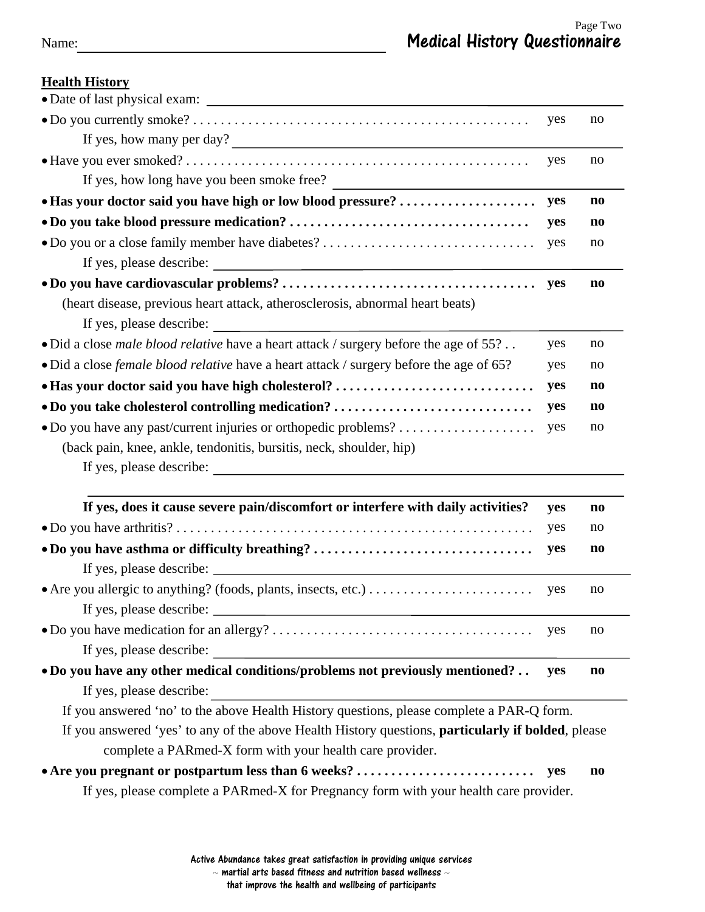Name: ____________________

# Medical History Questionnaire

## Health History

- Date of last physical exam: ____________________
- Do you currently smoke? . . . . . . . . . . . . . . . . . . . . . . . . . . . . . . . . . . . . . . . . . . . . . yes no
  - If yes, how many per day? ____________________
- Have you ever smoked? . . . . . . . . . . . . . . . . . . . . . . . . . . . . . . . . . . . . . . . . . . . . . . . yes no
  - If yes, how long have you been smoke free? ____________________
- **Has your doctor said you have high or low blood pressure? . . . . . . . . . . . . . . . . . . . . yes no**
- **Do you take blood pressure medication? . . . . . . . . . . . . . . . . . . . . . . . . . . . . . . . . . . . yes no**
- Do you or a close family member have diabetes? . . . . . . . . . . . . . . . . . . . . . . . . . . . . . . . yes no
  - If yes, please describe: ____________________
- **Do you have cardiovascular problems? . . . . . . . . . . . . . . . . . . . . . . . . . . . . . . . . . . . . . yes no**
  - (heart disease, previous heart attack, atherosclerosis, abnormal heart beats)
  - If yes, please describe: ____________________
- Did a close *male blood relative* have a heart attack / surgery before the age of 55? . . yes no
- Did a close *female blood relative* have a heart attack / surgery before the age of 65? yes no
- **Has your doctor said you have high cholesterol? . . . . . . . . . . . . . . . . . . . . . . . . . . . . . yes no**
- **Do you take cholesterol controlling medication? . . . . . . . . . . . . . . . . . . . . . . . . . . . . . yes no**
- Do you have any past/current injuries or orthopedic problems? . . . . . . . . . . . . . . . . . . . . yes no
  - (back pain, knee, ankle, tendonitis, bursitis, neck, shoulder, hip)
  - If yes, please describe: ____________________
  - ____________________
  - **If yes, does it cause severe pain/discomfort or interfere with daily activities? yes no**
- Do you have arthritis? . . . . . . . . . . . . . . . . . . . . . . . . . . . . . . . . . . . . . . . . . . . . . . . . . . . yes no
- **Do you have asthma or difficulty breathing? . . . . . . . . . . . . . . . . . . . . . . . . . . . . . . . . yes no**
  - If yes, please describe: ____________________
- Are you allergic to anything? (foods, plants, insects, etc.) . . . . . . . . . . . . . . . . . . . . . . . . . yes no
  - If yes, please describe: ____________________
- Do you have medication for an allergy? . . . . . . . . . . . . . . . . . . . . . . . . . . . . . . . . . . . . . . yes no
  - If yes, please describe: ____________________
- **Do you have any other medical conditions/problems not previously mentioned? . . yes no**
  - If yes, please describe: ____________________

If you answered 'no' to the above Health History questions, please complete a PAR-Q form.

If you answered 'yes' to any of the above Health History questions, **particularly if bolded**, please complete a PARmed-X form with your health care provider.

- **Are you pregnant or postpartum less than 6 weeks? . . . . . . . . . . . . . . . . . . . . . . . . . . yes no**
  - If yes, please complete a PARmed-X for Pregnancy form with your health care provider.

Active Abundance takes great satisfaction in providing unique services
~ martial arts based fitness and nutrition based wellness ~
that improve the health and wellbeing of participants